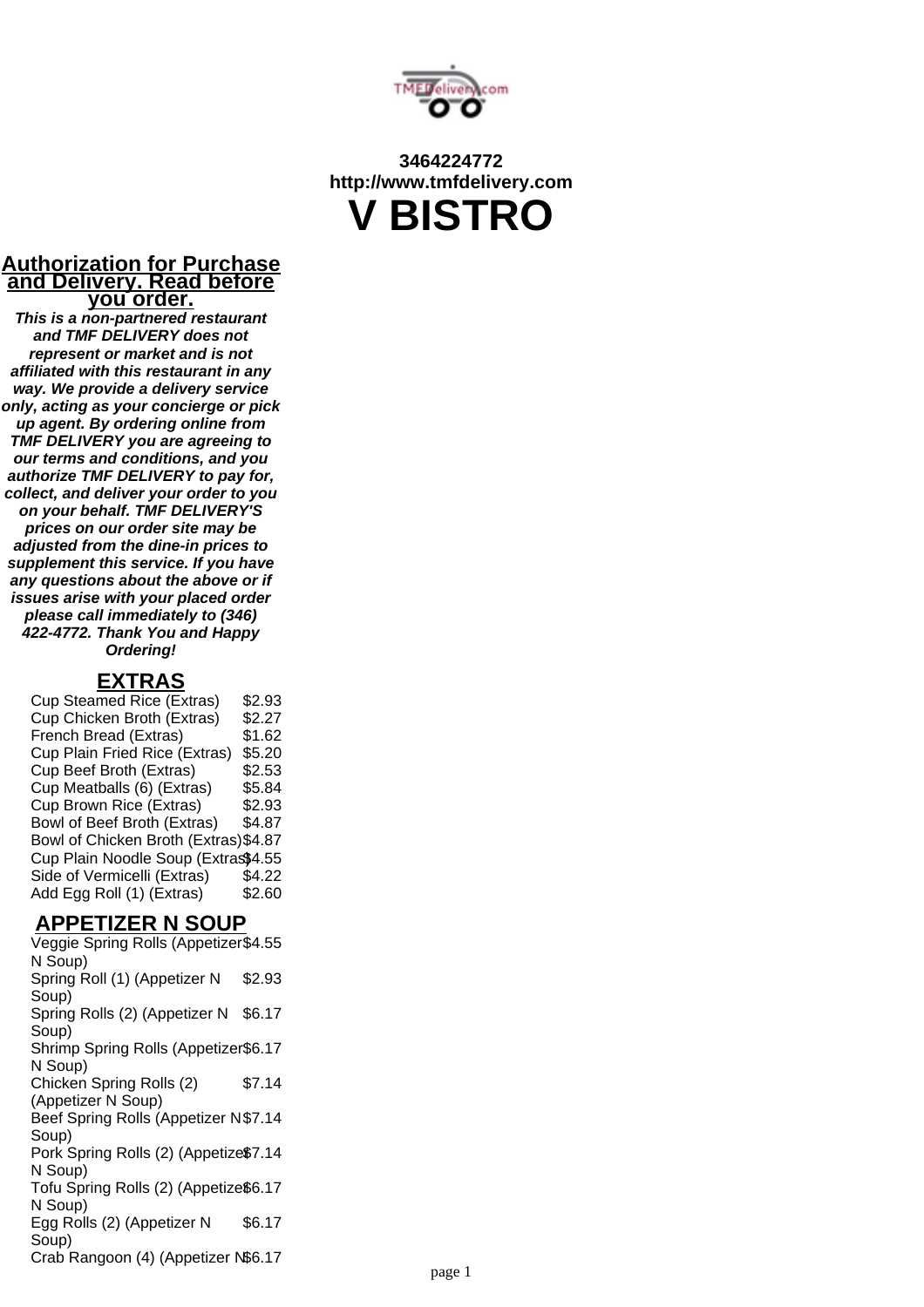3464224772
http://www.tmfdelivery.com

# V BISTRO

## Authorization for Purchase and Delivery. Read before you order.

***This is a non-partnered restaurant and TMF DELIVERY does not represent or market and is not affiliated with this restaurant in any way. We provide a delivery service only, acting as your concierge or pick up agent. By ordering online from TMF DELIVERY you are agreeing to our terms and conditions, and you authorize TMF DELIVERY to pay for, collect, and deliver your order to you on your behalf. TMF DELIVERY'S prices on our order site may be adjusted from the dine-in prices to supplement this service. If you have any questions about the above or if issues arise with your placed order please call immediately to (346) 422-4772. Thank You and Happy Ordering!***

## EXTRAS

| | |
|---|---|
| Cup Steamed Rice (Extras) | $2.93 |
| Cup Chicken Broth (Extras) | $2.27 |
| French Bread (Extras) | $1.62 |
| Cup Plain Fried Rice (Extras) | $5.20 |
| Cup Beef Broth (Extras) | $2.53 |
| Cup Meatballs (6) (Extras) | $5.84 |
| Cup Brown Rice (Extras) | $2.93 |
| Bowl of Beef Broth (Extras) | $4.87 |
| Bowl of Chicken Broth (Extras) | $4.87 |
| Cup Plain Noodle Soup (Extras) | $4.55 |
| Side of Vermicelli (Extras) | $4.22 |
| Add Egg Roll (1) (Extras) | $2.60 |

## APPETIZER N SOUP

| | |
|---|---|
| Veggie Spring Rolls (Appetizer N Soup) | $4.55 |
| Spring Roll (1) (Appetizer N Soup) | $2.93 |
| Spring Rolls (2) (Appetizer N Soup) | $6.17 |
| Shrimp Spring Rolls (Appetizer N Soup) | $6.17 |
| Chicken Spring Rolls (2) (Appetizer N Soup) | $7.14 |
| Beef Spring Rolls (Appetizer N Soup) | $7.14 |
| Pork Spring Rolls (2) (Appetizer N Soup) | $7.14 |
| Tofu Spring Rolls (2) (Appetizer N Soup) | $6.17 |
| Egg Rolls (2) (Appetizer N Soup) | $6.17 |
| Crab Rangoon (4) (Appetizer N | $6.17 |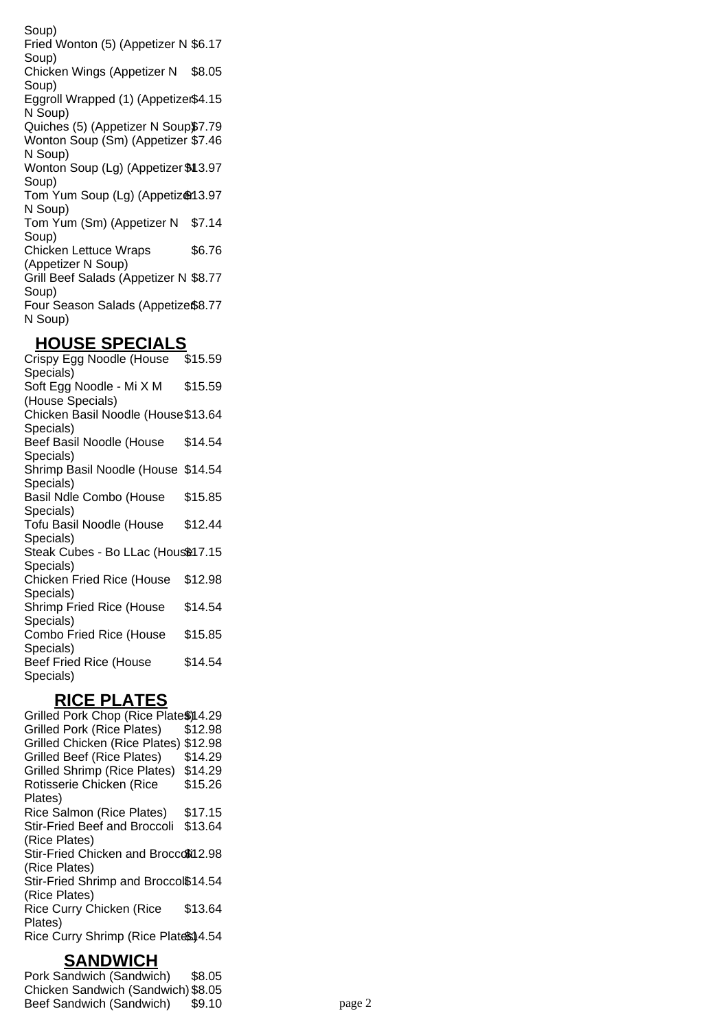| | |
|---|---|
| Soup) | |
| Fried Wonton (5) (Appetizer N Soup) | $6.17 |
| Chicken Wings (Appetizer N Soup) | $8.05 |
| Eggroll Wrapped (1) (Appetizer N Soup) | $4.15 |
| Quiches (5) (Appetizer N Soup) | $7.79 |
| Wonton Soup (Sm) (Appetizer N Soup) | $7.46 |
| Wonton Soup (Lg) (Appetizer N Soup) | $13.97 |
| Tom Yum Soup (Lg) (Appetizer N Soup) | $13.97 |
| Tom Yum (Sm) (Appetizer N Soup) | $7.14 |
| Chicken Lettuce Wraps (Appetizer N Soup) | $6.76 |
| Grill Beef Salads (Appetizer N Soup) | $8.77 |
| Four Season Salads (Appetizer N Soup) | $8.77 |

## HOUSE SPECIALS

| | |
|---|---|
| Crispy Egg Noodle (House Specials) | $15.59 |
| Soft Egg Noodle - Mi X M (House Specials) | $15.59 |
| Chicken Basil Noodle (House Specials) | $13.64 |
| Beef Basil Noodle (House Specials) | $14.54 |
| Shrimp Basil Noodle (House Specials) | $14.54 |
| Basil Ndle Combo (House Specials) | $15.85 |
| Tofu Basil Noodle (House Specials) | $12.44 |
| Steak Cubes - Bo LLac (House Specials) | $17.15 |
| Chicken Fried Rice (House Specials) | $12.98 |
| Shrimp Fried Rice (House Specials) | $14.54 |
| Combo Fried Rice (House Specials) | $15.85 |
| Beef Fried Rice (House Specials) | $14.54 |

## RICE PLATES

| | |
|---|---|
| Grilled Pork Chop (Rice Plates) | $14.29 |
| Grilled Pork (Rice Plates) | $12.98 |
| Grilled Chicken (Rice Plates) | $12.98 |
| Grilled Beef (Rice Plates) | $14.29 |
| Grilled Shrimp (Rice Plates) | $14.29 |
| Rotisserie Chicken (Rice Plates) | $15.26 |
| Rice Salmon (Rice Plates) | $17.15 |
| Stir-Fried Beef and Broccoli (Rice Plates) | $13.64 |
| Stir-Fried Chicken and Broccoli (Rice Plates) | $12.98 |
| Stir-Fried Shrimp and Broccoli (Rice Plates) | $14.54 |
| Rice Curry Chicken (Rice Plates) | $13.64 |
| Rice Curry Shrimp (Rice Plates) | $14.54 |

## SANDWICH

| | |
|---|---|
| Pork Sandwich (Sandwich) | $8.05 |
| Chicken Sandwich (Sandwich) | $8.05 |
| Beef Sandwich (Sandwich) | $9.10 |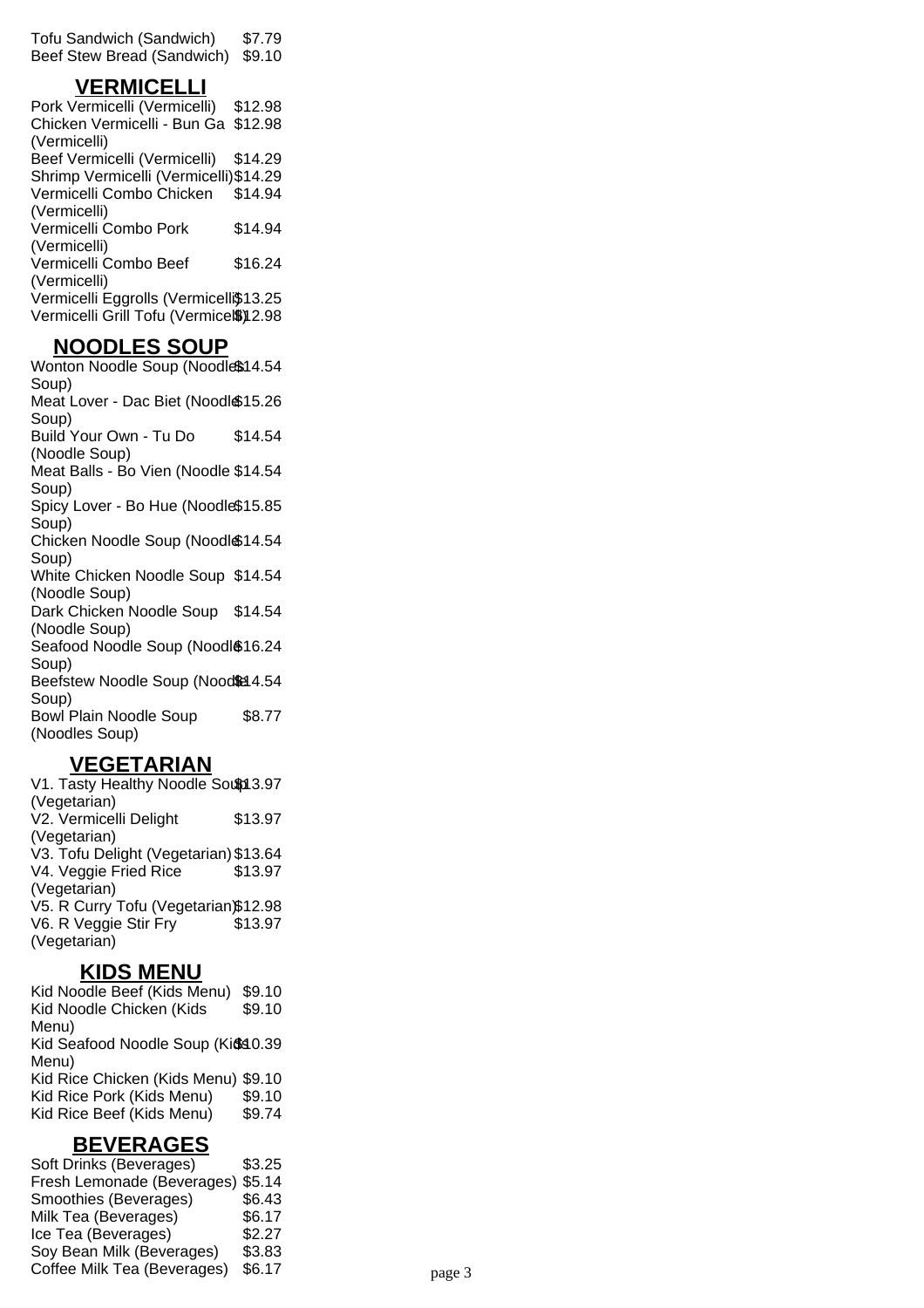| | |
|---|---|
| Tofu Sandwich (Sandwich) | $7.79 |
| Beef Stew Bread (Sandwich) | $9.10 |

## VERMICELLI

| | |
|---|---|
| Pork Vermicelli (Vermicelli) | $12.98 |
| Chicken Vermicelli - Bun Ga (Vermicelli) | $12.98 |
| Beef Vermicelli (Vermicelli) | $14.29 |
| Shrimp Vermicelli (Vermicelli) | $14.29 |
| Vermicelli Combo Chicken (Vermicelli) | $14.94 |
| Vermicelli Combo Pork (Vermicelli) | $14.94 |
| Vermicelli Combo Beef (Vermicelli) | $16.24 |
| Vermicelli Eggrolls (Vermicelli) | $13.25 |
| Vermicelli Grill Tofu (Vermicelli) | $12.98 |

## NOODLES SOUP

| | |
|---|---|
| Wonton Noodle Soup (Noodles Soup) | $14.54 |
| Meat Lover - Dac Biet (Noodle Soup) | $15.26 |
| Build Your Own - Tu Do (Noodle Soup) | $14.54 |
| Meat Balls - Bo Vien (Noodle Soup) | $14.54 |
| Spicy Lover - Bo Hue (Noodle Soup) | $15.85 |
| Chicken Noodle Soup (Noodle Soup) | $14.54 |
| White Chicken Noodle Soup (Noodle Soup) | $14.54 |
| Dark Chicken Noodle Soup (Noodle Soup) | $14.54 |
| Seafood Noodle Soup (Noodle Soup) | $16.24 |
| Beefstew Noodle Soup (Noodle Soup) | $14.54 |
| Bowl Plain Noodle Soup (Noodles Soup) | $8.77 |

## VEGETARIAN

| | |
|---|---|
| V1. Tasty Healthy Noodle Soup (Vegetarian) | $13.97 |
| V2. Vermicelli Delight (Vegetarian) | $13.97 |
| V3. Tofu Delight (Vegetarian) | $13.64 |
| V4. Veggie Fried Rice (Vegetarian) | $13.97 |
| V5. R Curry Tofu (Vegetarian) | $12.98 |
| V6. R Veggie Stir Fry (Vegetarian) | $13.97 |

## KIDS MENU

| | |
|---|---|
| Kid Noodle Beef (Kids Menu) | $9.10 |
| Kid Noodle Chicken (Kids Menu) | $9.10 |
| Kid Seafood Noodle Soup (Kids Menu) | $10.39 |
| Kid Rice Chicken (Kids Menu) | $9.10 |
| Kid Rice Pork (Kids Menu) | $9.10 |
| Kid Rice Beef (Kids Menu) | $9.74 |

## BEVERAGES

| | |
|---|---|
| Soft Drinks (Beverages) | $3.25 |
| Fresh Lemonade (Beverages) | $5.14 |
| Smoothies (Beverages) | $6.43 |
| Milk Tea (Beverages) | $6.17 |
| Ice Tea (Beverages) | $2.27 |
| Soy Bean Milk (Beverages) | $3.83 |
| Coffee Milk Tea (Beverages) | $6.17 |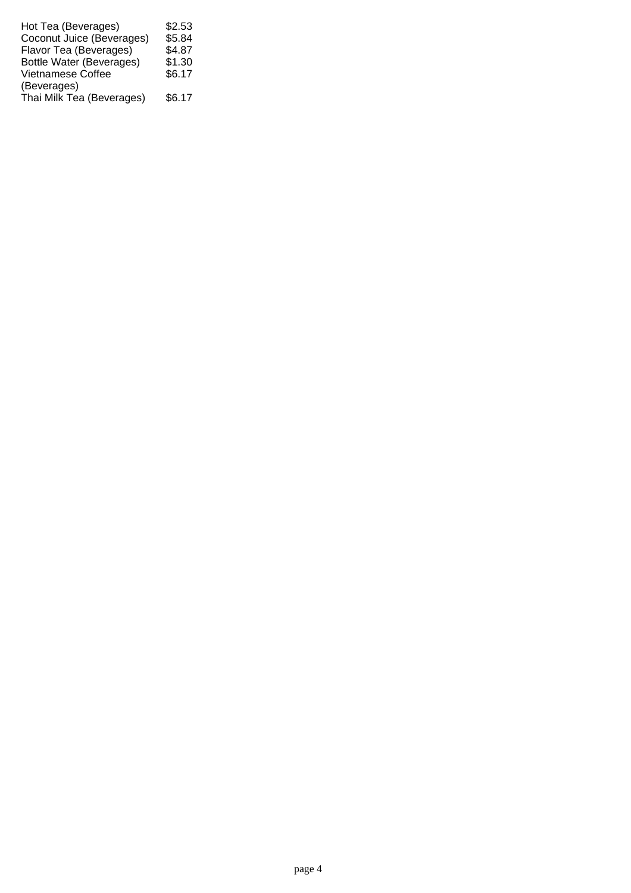| | |
|---|---|
| Hot Tea (Beverages) | $2.53 |
| Coconut Juice (Beverages) | $5.84 |
| Flavor Tea (Beverages) | $4.87 |
| Bottle Water (Beverages) | $1.30 |
| Vietnamese Coffee (Beverages) | $6.17 |
| Thai Milk Tea (Beverages) | $6.17 |